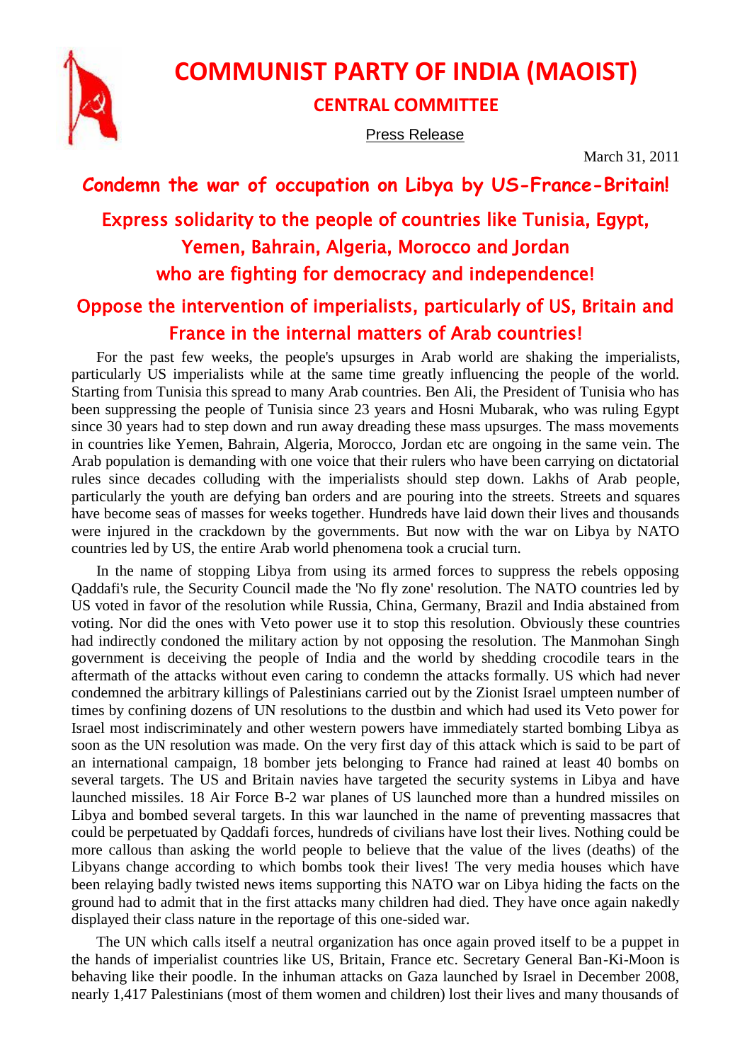# COMMUNIST PARTY OF INDIA (MAOIST)

## CENTRAL COMMITTEE

Press Release

March 31, 2011

## Condemn the war of occupation on Libya by US-France-Britain!

## Express solidarity to the people of countries like Tunisia, Egypt, Yemen, Bahrain, Algeria, Morocco and Jordan who are fighting for democracy and independence!

## Oppose the intervention of imperialists, particularly of US, Britain and France in the internal matters of Arab countries!

For the past few weeks, the people's upsurges in Arab world are shaking the imperialists, particularly US imperialists while at the same time greatly influencing the people of the world. Starting from Tunisia this spread to many Arab countries. Ben Ali, the President of Tunisia who has been suppressing the people of Tunisia since 23 years and Hosni Mubarak, who was ruling Egypt since 30 years had to step down and run away dreading these mass upsurges. The mass movements in countries like Yemen, Bahrain, Algeria, Morocco, Jordan etc are ongoing in the same vein. The Arab population is demanding with one voice that their rulers who have been carrying on dictatorial rules since decades colluding with the imperialists should step down. Lakhs of Arab people, particularly the youth are defying ban orders and are pouring into the streets. Streets and squares have become seas of masses for weeks together. Hundreds have laid down their lives and thousands were injured in the crackdown by the governments. But now with the war on Libya by NATO countries led by US, the entire Arab world phenomena took a crucial turn.

In the name of stopping Libya from using its armed forces to suppress the rebels opposing Qaddafi's rule, the Security Council made the 'No fly zone' resolution. The NATO countries led by US voted in favor of the resolution while Russia, China, Germany, Brazil and India abstained from voting. Nor did the ones with Veto power use it to stop this resolution. Obviously these countries had indirectly condoned the military action by not opposing the resolution. The Manmohan Singh government is deceiving the people of India and the world by shedding crocodile tears in the aftermath of the attacks without even caring to condemn the attacks formally. US which had never condemned the arbitrary killings of Palestinians carried out by the Zionist Israel umpteen number of times by confining dozens of UN resolutions to the dustbin and which had used its Veto power for Israel most indiscriminately and other western powers have immediately started bombing Libya as soon as the UN resolution was made. On the very first day of this attack which is said to be part of an international campaign, 18 bomber jets belonging to France had rained at least 40 bombs on several targets. The US and Britain navies have targeted the security systems in Libya and have launched missiles. 18 Air Force B-2 war planes of US launched more than a hundred missiles on Libya and bombed several targets. In this war launched in the name of preventing massacres that could be perpetuated by Qaddafi forces, hundreds of civilians have lost their lives. Nothing could be more callous than asking the world people to believe that the value of the lives (deaths) of the Libyans change according to which bombs took their lives! The very media houses which have been relaying badly twisted news items supporting this NATO war on Libya hiding the facts on the ground had to admit that in the first attacks many children had died. They have once again nakedly displayed their class nature in the reportage of this one-sided war.

The UN which calls itself a neutral organization has once again proved itself to be a puppet in the hands of imperialist countries like US, Britain, France etc. Secretary General Ban-Ki-Moon is behaving like their poodle. In the inhuman attacks on Gaza launched by Israel in December 2008, nearly 1,417 Palestinians (most of them women and children) lost their lives and many thousands of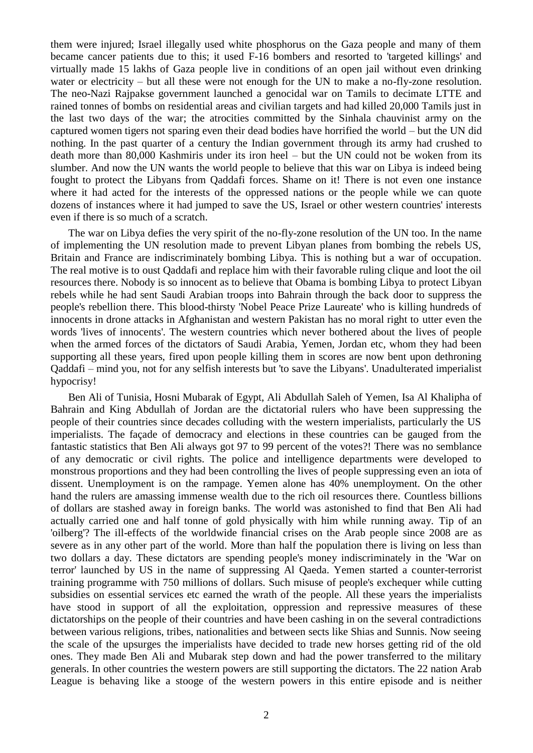them were injured; Israel illegally used white phosphorus on the Gaza people and many of them became cancer patients due to this; it used F-16 bombers and resorted to 'targeted killings' and virtually made 15 lakhs of Gaza people live in conditions of an open jail without even drinking water or electricity – but all these were not enough for the UN to make a no-fly-zone resolution. The neo-Nazi Rajpakse government launched a genocidal war on Tamils to decimate LTTE and rained tonnes of bombs on residential areas and civilian targets and had killed 20,000 Tamils just in the last two days of the war; the atrocities committed by the Sinhala chauvinist army on the captured women tigers not sparing even their dead bodies have horrified the world – but the UN did nothing. In the past quarter of a century the Indian government through its army had crushed to death more than 80,000 Kashmiris under its iron heel – but the UN could not be woken from its slumber. And now the UN wants the world people to believe that this war on Libya is indeed being fought to protect the Libyans from Qaddafi forces. Shame on it! There is not even one instance where it had acted for the interests of the oppressed nations or the people while we can quote dozens of instances where it had jumped to save the US, Israel or other western countries' interests even if there is so much of a scratch.

The war on Libya defies the very spirit of the no-fly-zone resolution of the UN too. In the name of implementing the UN resolution made to prevent Libyan planes from bombing the rebels US, Britain and France are indiscriminately bombing Libya. This is nothing but a war of occupation. The real motive is to oust Qaddafi and replace him with their favorable ruling clique and loot the oil resources there. Nobody is so innocent as to believe that Obama is bombing Libya to protect Libyan rebels while he had sent Saudi Arabian troops into Bahrain through the back door to suppress the people's rebellion there. This blood-thirsty 'Nobel Peace Prize Laureate' who is killing hundreds of innocents in drone attacks in Afghanistan and western Pakistan has no moral right to utter even the words 'lives of innocents'. The western countries which never bothered about the lives of people when the armed forces of the dictators of Saudi Arabia, Yemen, Jordan etc, whom they had been supporting all these years, fired upon people killing them in scores are now bent upon dethroning Qaddafi – mind you, not for any selfish interests but 'to save the Libyans'. Unadulterated imperialist hypocrisy!

Ben Ali of Tunisia, Hosni Mubarak of Egypt, Ali Abdullah Saleh of Yemen, Isa Al Khalipha of Bahrain and King Abdullah of Jordan are the dictatorial rulers who have been suppressing the people of their countries since decades colluding with the western imperialists, particularly the US imperialists. The façade of democracy and elections in these countries can be gauged from the fantastic statistics that Ben Ali always got 97 to 99 percent of the votes?! There was no semblance of any democratic or civil rights. The police and intelligence departments were developed to monstrous proportions and they had been controlling the lives of people suppressing even an iota of dissent. Unemployment is on the rampage. Yemen alone has 40% unemployment. On the other hand the rulers are amassing immense wealth due to the rich oil resources there. Countless billions of dollars are stashed away in foreign banks. The world was astonished to find that Ben Ali had actually carried one and half tonne of gold physically with him while running away. Tip of an 'oilberg'? The ill-effects of the worldwide financial crises on the Arab people since 2008 are as severe as in any other part of the world. More than half the population there is living on less than two dollars a day. These dictators are spending people's money indiscriminately in the 'War on terror' launched by US in the name of suppressing Al Qaeda. Yemen started a counter-terrorist training programme with 750 millions of dollars. Such misuse of people's exchequer while cutting subsidies on essential services etc earned the wrath of the people. All these years the imperialists have stood in support of all the exploitation, oppression and repressive measures of these dictatorships on the people of their countries and have been cashing in on the several contradictions between various religions, tribes, nationalities and between sects like Shias and Sunnis. Now seeing the scale of the upsurges the imperialists have decided to trade new horses getting rid of the old ones. They made Ben Ali and Mubarak step down and had the power transferred to the military generals. In other countries the western powers are still supporting the dictators. The 22 nation Arab League is behaving like a stooge of the western powers in this entire episode and is neither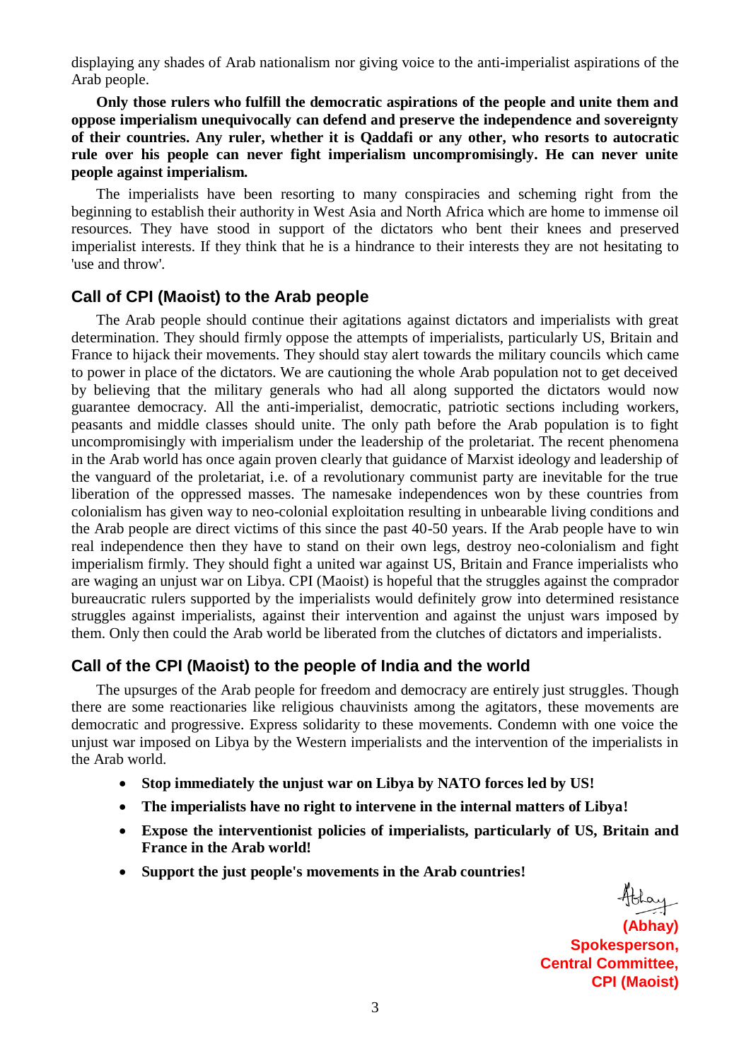displaying any shades of Arab nationalism nor giving voice to the anti-imperialist aspirations of the Arab people.

**Only those rulers who fulfill the democratic aspirations of the people and unite them and oppose imperialism unequivocally can defend and preserve the independence and sovereignty of their countries. Any ruler, whether it is Qaddafi or any other, who resorts to autocratic rule over his people can never fight imperialism uncompromisingly. He can never unite people against imperialism.**

The imperialists have been resorting to many conspiracies and scheming right from the beginning to establish their authority in West Asia and North Africa which are home to immense oil resources. They have stood in support of the dictators who bent their knees and preserved imperialist interests. If they think that he is a hindrance to their interests they are not hesitating to 'use and throw'.

## Call of CPI (Maoist) to the Arab people

The Arab people should continue their agitations against dictators and imperialists with great determination. They should firmly oppose the attempts of imperialists, particularly US, Britain and France to hijack their movements. They should stay alert towards the military councils which came to power in place of the dictators. We are cautioning the whole Arab population not to get deceived by believing that the military generals who had all along supported the dictators would now guarantee democracy. All the anti-imperialist, democratic, patriotic sections including workers, peasants and middle classes should unite. The only path before the Arab population is to fight uncompromisingly with imperialism under the leadership of the proletariat. The recent phenomena in the Arab world has once again proven clearly that guidance of Marxist ideology and leadership of the vanguard of the proletariat, i.e. of a revolutionary communist party are inevitable for the true liberation of the oppressed masses. The namesake independences won by these countries from colonialism has given way to neo-colonial exploitation resulting in unbearable living conditions and the Arab people are direct victims of this since the past 40-50 years. If the Arab people have to win real independence then they have to stand on their own legs, destroy neo-colonialism and fight imperialism firmly. They should fight a united war against US, Britain and France imperialists who are waging an unjust war on Libya. CPI (Maoist) is hopeful that the struggles against the comprador bureaucratic rulers supported by the imperialists would definitely grow into determined resistance struggles against imperialists, against their intervention and against the unjust wars imposed by them. Only then could the Arab world be liberated from the clutches of dictators and imperialists.

## Call of the CPI (Maoist) to the people of India and the world

The upsurges of the Arab people for freedom and democracy are entirely just struggles. Though there are some reactionaries like religious chauvinists among the agitators, these movements are democratic and progressive. Express solidarity to these movements. Condemn with one voice the unjust war imposed on Libya by the Western imperialists and the intervention of the imperialists in the Arab world.

- **Stop immediately the unjust war on Libya by NATO forces led by US!**
- **The imperialists have no right to intervene in the internal matters of Libya!**
- **Expose the interventionist policies of imperialists, particularly of US, Britain and France in the Arab world!**
- **Support the just people's movements in the Arab countries!**

Abhay

**(Abhay)**
**Spokesperson,**
**Central Committee,**
**CPI (Maoist)**